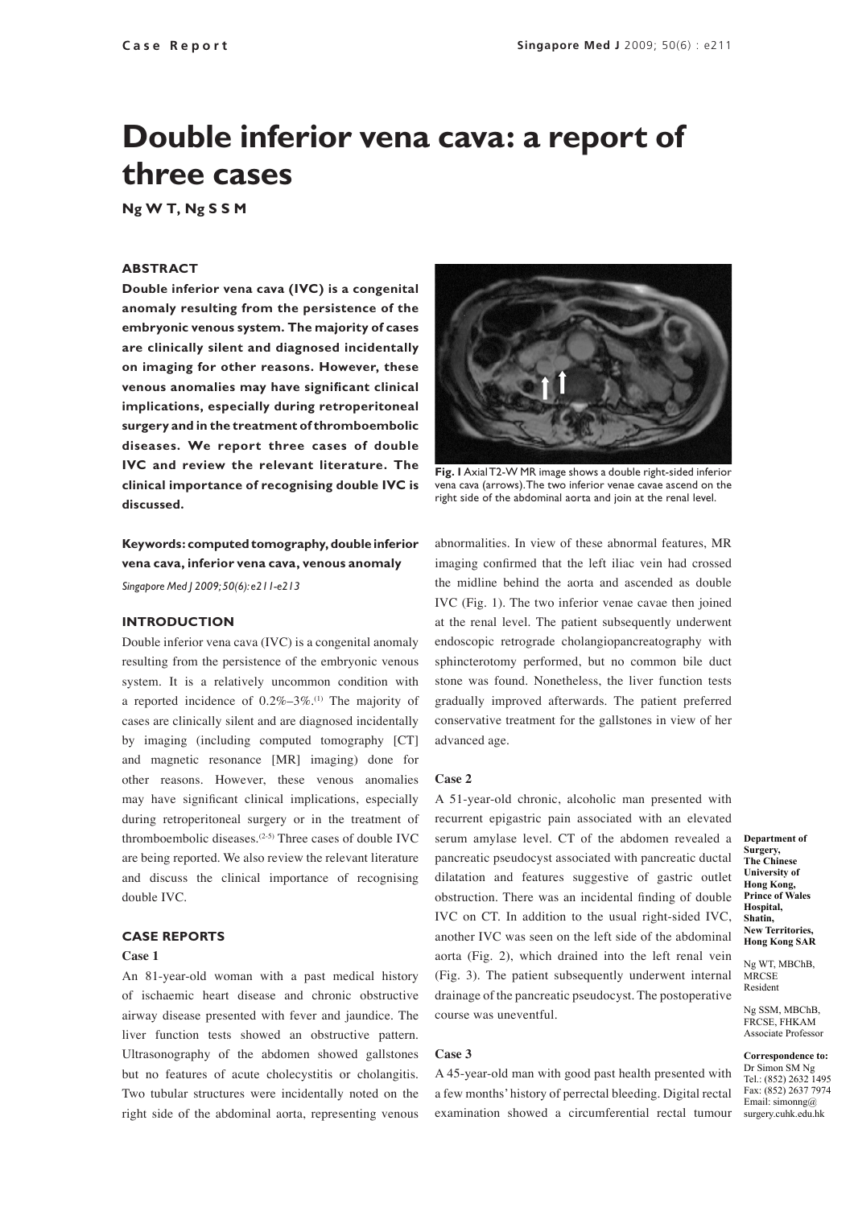# Double inferior vena cava: a report of three cases

**Ng W T, Ng S S M**

### ABSTRACT

**Double inferior vena cava (IVC) is a congenital anomaly resulting from the persistence of the embryonic venous system. The majority of cases are clinically silent and diagnosed incidentally on imaging for other reasons. However, these venous anomalies may have significant clinical implications, especially during retroperitoneal surgery and in the treatment of thromboembolic diseases. We report three cases of double IVC and review the relevant literature. The clinical importance of recognising double IVC is discussed.**

**Keywords: computed tomography, double inferior vena cava, inferior vena cava, venous anomaly**

*Singapore Med J 2009; 50(6): e211-e213*

### INTRODUCTION

Double inferior vena cava (IVC) is a congenital anomaly resulting from the persistence of the embryonic venous system. It is a relatively uncommon condition with a reported incidence of 0.2%–3%.[1] The majority of cases are clinically silent and are diagnosed incidentally by imaging (including computed tomography [CT] and magnetic resonance [MR] imaging) done for other reasons. However, these venous anomalies may have significant clinical implications, especially during retroperitoneal surgery or in the treatment of thromboembolic diseases.[2-5] Three cases of double IVC are being reported. We also review the relevant literature and discuss the clinical importance of recognising double IVC.

### CASE REPORTS

**Case 1**

An 81-year-old woman with a past medical history of ischaemic heart disease and chronic obstructive airway disease presented with fever and jaundice. The liver function tests showed an obstructive pattern. Ultrasonography of the abdomen showed gallstones but no features of acute cholecystitis or cholangitis. Two tubular structures were incidentally noted on the right side of the abdominal aorta, representing venous abnormalities. In view of these abnormal features, MR imaging confirmed that the left iliac vein had crossed the midline behind the aorta and ascended as double IVC (Fig. 1). The two inferior venae cavae then joined at the renal level. The patient subsequently underwent endoscopic retrograde cholangiopancreatography with sphincterotomy performed, but no common bile duct stone was found. Nonetheless, the liver function tests gradually improved afterwards. The patient preferred conservative treatment for the gallstones in view of her advanced age.

**Fig. 1** Axial T2-W MR image shows a double right-sided inferior vena cava (arrows). The two inferior venae cavae ascend on the right side of the abdominal aorta and join at the renal level.

**Case 2**

A 51-year-old chronic, alcoholic man presented with recurrent epigastric pain associated with an elevated serum amylase level. CT of the abdomen revealed a pancreatic pseudocyst associated with pancreatic ductal dilatation and features suggestive of gastric outlet obstruction. There was an incidental finding of double IVC on CT. In addition to the usual right-sided IVC, another IVC was seen on the left side of the abdominal aorta (Fig. 2), which drained into the left renal vein (Fig. 3). The patient subsequently underwent internal drainage of the pancreatic pseudocyst. The postoperative course was uneventful.

**Case 3**

A 45-year-old man with good past health presented with a few months' history of perrectal bleeding. Digital rectal examination showed a circumferential rectal tumour

**Department of Surgery, The Chinese University of Hong Kong, Prince of Wales Hospital, Shatin, New Territories, Hong Kong SAR**

Ng WT, MBChB, MRCSE
Resident

Ng SSM, MBChB, FRCSE, FHKAM
Associate Professor

**Correspondence to:** Dr Simon SM Ng
Tel.: (852) 2632 1495
Fax: (852) 2637 7974
Email: simonng@surgery.cuhk.edu.hk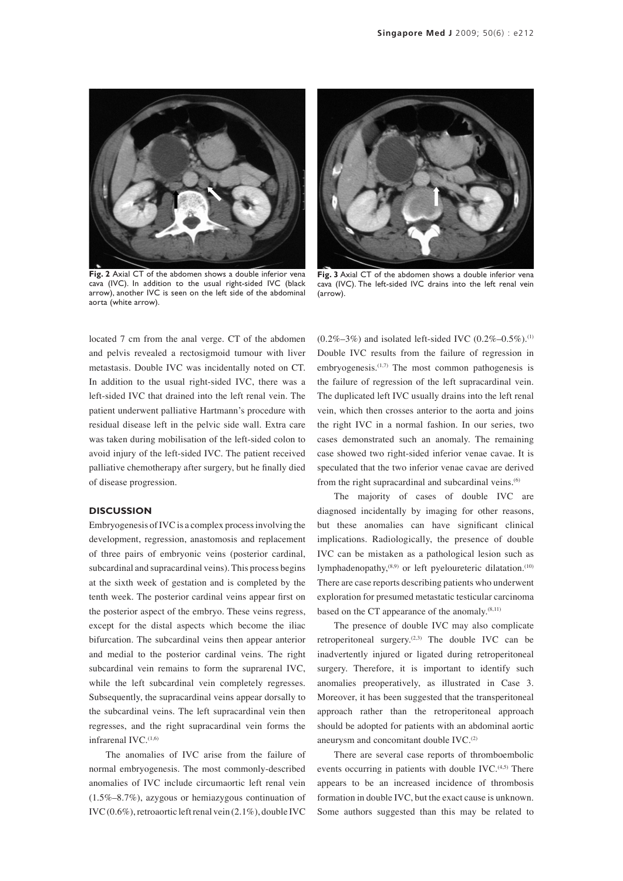**Fig. 2** Axial CT of the abdomen shows a double inferior vena cava (IVC). In addition to the usual right-sided IVC (black arrow), another IVC is seen on the left side of the abdominal aorta (white arrow).

**Fig. 3** Axial CT of the abdomen shows a double inferior vena cava (IVC). The left-sided IVC drains into the left renal vein (arrow).

located 7 cm from the anal verge. CT of the abdomen and pelvis revealed a rectosigmoid tumour with liver metastasis. Double IVC was incidentally noted on CT. In addition to the usual right-sided IVC, there was a left-sided IVC that drained into the left renal vein. The patient underwent palliative Hartmann's procedure with residual disease left in the pelvic side wall. Extra care was taken during mobilisation of the left-sided colon to avoid injury of the left-sided IVC. The patient received palliative chemotherapy after surgery, but he finally died of disease progression.

## DISCUSSION

Embryogenesis of IVC is a complex process involving the development, regression, anastomosis and replacement of three pairs of embryonic veins (posterior cardinal, subcardinal and supracardinal veins). This process begins at the sixth week of gestation and is completed by the tenth week. The posterior cardinal veins appear first on the posterior aspect of the embryo. These veins regress, except for the distal aspects which become the iliac bifurcation. The subcardinal veins then appear anterior and medial to the posterior cardinal veins. The right subcardinal vein remains to form the suprarenal IVC, while the left subcardinal vein completely regresses. Subsequently, the supracardinal veins appear dorsally to the subcardinal veins. The left supracardinal vein then regresses, and the right supracardinal vein forms the infrarenal IVC.[1,6]

The anomalies of IVC arise from the failure of normal embryogenesis. The most commonly-described anomalies of IVC include circumaortic left renal vein (1.5%–8.7%), azygous or hemiazygous continuation of IVC (0.6%), retroaortic left renal vein (2.1%), double IVC (0.2%–3%) and isolated left-sided IVC (0.2%–0.5%).[1] Double IVC results from the failure of regression in embryogenesis.[1,7] The most common pathogenesis is the failure of regression of the left supracardinal vein. The duplicated left IVC usually drains into the left renal vein, which then crosses anterior to the aorta and joins the right IVC in a normal fashion. In our series, two cases demonstrated such an anomaly. The remaining case showed two right-sided inferior venae cavae. It is speculated that the two inferior venae cavae are derived from the right supracardinal and subcardinal veins.[6]

The majority of cases of double IVC are diagnosed incidentally by imaging for other reasons, but these anomalies can have significant clinical implications. Radiologically, the presence of double IVC can be mistaken as a pathological lesion such as lymphadenopathy,[8,9] or left pyeloureteric dilatation.[10] There are case reports describing patients who underwent exploration for presumed metastatic testicular carcinoma based on the CT appearance of the anomaly.[8,11]

The presence of double IVC may also complicate retroperitoneal surgery.[2,3] The double IVC can be inadvertently injured or ligated during retroperitoneal surgery. Therefore, it is important to identify such anomalies preoperatively, as illustrated in Case 3. Moreover, it has been suggested that the transperitoneal approach rather than the retroperitoneal approach should be adopted for patients with an abdominal aortic aneurysm and concomitant double IVC.[2]

There are several case reports of thromboembolic events occurring in patients with double IVC.[4,5] There appears to be an increased incidence of thrombosis formation in double IVC, but the exact cause is unknown. Some authors suggested than this may be related to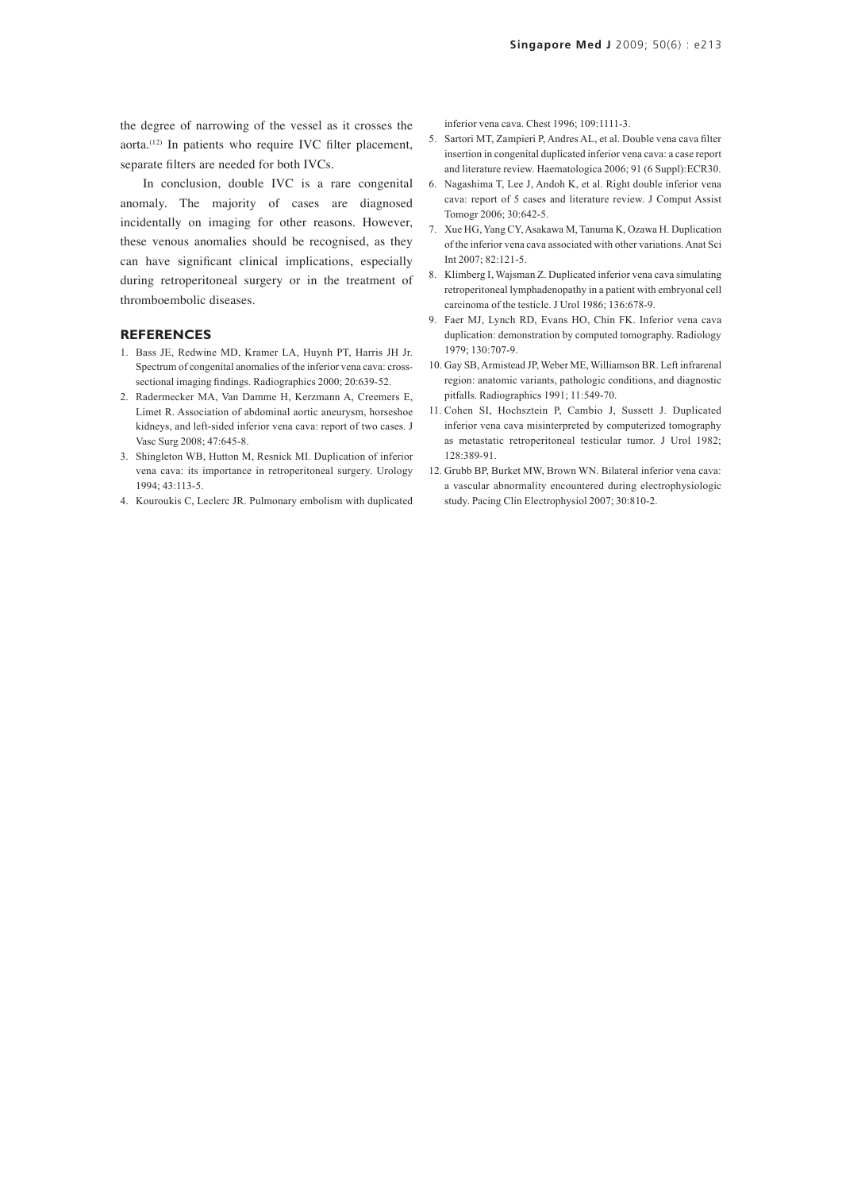the degree of narrowing of the vessel as it crosses the aorta.[12] In patients who require IVC filter placement, separate filters are needed for both IVCs.

In conclusion, double IVC is a rare congenital anomaly. The majority of cases are diagnosed incidentally on imaging for other reasons. However, these venous anomalies should be recognised, as they can have significant clinical implications, especially during retroperitoneal surgery or in the treatment of thromboembolic diseases.

## REFERENCES

1. Bass JE, Redwine MD, Kramer LA, Huynh PT, Harris JH Jr. Spectrum of congenital anomalies of the inferior vena cava: cross-sectional imaging findings. Radiographics 2000; 20:639-52.
2. Radermecker MA, Van Damme H, Kerzmann A, Creemers E, Limet R. Association of abdominal aortic aneurysm, horseshoe kidneys, and left-sided inferior vena cava: report of two cases. J Vasc Surg 2008; 47:645-8.
3. Shingleton WB, Hutton M, Resnick MI. Duplication of inferior vena cava: its importance in retroperitoneal surgery. Urology 1994; 43:113-5.
4. Kouroukis C, Leclerc JR. Pulmonary embolism with duplicated inferior vena cava. Chest 1996; 109:1111-3.
5. Sartori MT, Zampieri P, Andres AL, et al. Double vena cava filter insertion in congenital duplicated inferior vena cava: a case report and literature review. Haematologica 2006; 91 (6 Suppl):ECR30.
6. Nagashima T, Lee J, Andoh K, et al. Right double inferior vena cava: report of 5 cases and literature review. J Comput Assist Tomogr 2006; 30:642-5.
7. Xue HG, Yang CY, Asakawa M, Tanuma K, Ozawa H. Duplication of the inferior vena cava associated with other variations. Anat Sci Int 2007; 82:121-5.
8. Klimberg I, Wajsman Z. Duplicated inferior vena cava simulating retroperitoneal lymphadenopathy in a patient with embryonal cell carcinoma of the testicle. J Urol 1986; 136:678-9.
9. Faer MJ, Lynch RD, Evans HO, Chin FK. Inferior vena cava duplication: demonstration by computed tomography. Radiology 1979; 130:707-9.
10. Gay SB, Armistead JP, Weber ME, Williamson BR. Left infrarenal region: anatomic variants, pathologic conditions, and diagnostic pitfalls. Radiographics 1991; 11:549-70.
11. Cohen SI, Hochsztein P, Cambio J, Sussett J. Duplicated inferior vena cava misinterpreted by computerized tomography as metastatic retroperitoneal testicular tumor. J Urol 1982; 128:389-91.
12. Grubb BP, Burket MW, Brown WN. Bilateral inferior vena cava: a vascular abnormality encountered during electrophysiologic study. Pacing Clin Electrophysiol 2007; 30:810-2.